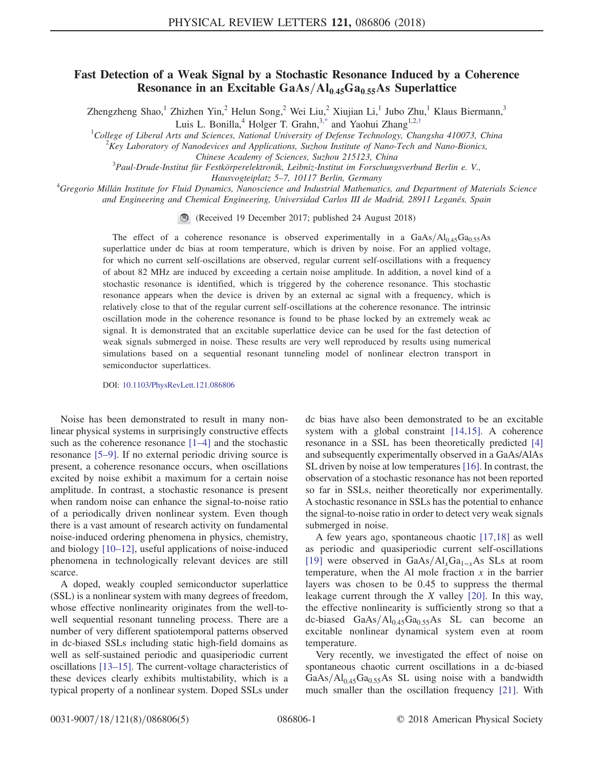# Fast Detection of a Weak Signal by a Stochastic Resonance Induced by a Coherence Resonance in an Excitable $GaAs/Al_{0.45}Ga_{0.55}As$ Superlattice

Zhengzheng Shao,[1] Zhizhen Yin,[2] Helun Song,[2] Wei Liu,[2] Xiujian Li,[1] Jubo Zhu,[1] Klaus Biermann,[3] Luis L. Bonilla,[4] Holger T. Grahn,[3,*] and Yaohui Zhang[1,2,†]

[1]College of Liberal Arts and Sciences, National University of Defense Technology, Changsha 410073, China

[2]Key Laboratory of Nanodevices and Applications, Suzhou Institute of Nano-Tech and Nano-Bionics, Chinese Academy of Sciences, Suzhou 215123, China

[3]Paul-Drude-Institut für Festkörperelektronik, Leibniz-Institut im Forschungsverbund Berlin e. V., Hausvogteiplatz 5–7, 10117 Berlin, Germany

[4]Gregorio Millán Institute for Fluid Dynamics, Nanoscience and Industrial Mathematics, and Department of Materials Science and Engineering and Chemical Engineering, Universidad Carlos III de Madrid, 28911 Leganés, Spain

(Received 19 December 2017; published 24 August 2018)

The effect of a coherence resonance is observed experimentally in a $GaAs/Al_{0.45}Ga_{0.55}As$ superlattice under dc bias at room temperature, which is driven by noise. For an applied voltage, for which no current self-oscillations are observed, regular current self-oscillations with a frequency of about 82 MHz are induced by exceeding a certain noise amplitude. In addition, a novel kind of a stochastic resonance is identified, which is triggered by the coherence resonance. This stochastic resonance appears when the device is driven by an external ac signal with a frequency, which is relatively close to that of the regular current self-oscillations at the coherence resonance. The intrinsic oscillation mode in the coherence resonance is found to be phase locked by an extremely weak ac signal. It is demonstrated that an excitable superlattice device can be used for the fast detection of weak signals submerged in noise. These results are very well reproduced by results using numerical simulations based on a sequential resonant tunneling model of nonlinear electron transport in semiconductor superlattices.

DOI: 10.1103/PhysRevLett.121.086806

Noise has been demonstrated to result in many nonlinear physical systems in surprisingly constructive effects such as the coherence resonance [1–4] and the stochastic resonance [5–9]. If no external periodic driving source is present, a coherence resonance occurs, when oscillations excited by noise exhibit a maximum for a certain noise amplitude. In contrast, a stochastic resonance is present when random noise can enhance the signal-to-noise ratio of a periodically driven nonlinear system. Even though there is a vast amount of research activity on fundamental noise-induced ordering phenomena in physics, chemistry, and biology [10–12], useful applications of noise-induced phenomena in technologically relevant devices are still scarce.

A doped, weakly coupled semiconductor superlattice (SSL) is a nonlinear system with many degrees of freedom, whose effective nonlinearity originates from the well-to-well sequential resonant tunneling process. There are a number of very different spatiotemporal patterns observed in dc-biased SSLs including static high-field domains as well as self-sustained periodic and quasiperiodic current oscillations [13–15]. The current-voltage characteristics of these devices clearly exhibits multistability, which is a typical property of a nonlinear system. Doped SSLs under dc bias have also been demonstrated to be an excitable system with a global constraint [14,15]. A coherence resonance in a SSL has been theoretically predicted [4] and subsequently experimentally observed in a GaAs/AlAs SL driven by noise at low temperatures [16]. In contrast, the observation of a stochastic resonance has not been reported so far in SSLs, neither theoretically nor experimentally. A stochastic resonance in SSLs has the potential to enhance the signal-to-noise ratio in order to detect very weak signals submerged in noise.

A few years ago, spontaneous chaotic [17,18] as well as periodic and quasiperiodic current self-oscillations [19] were observed in $GaAs/Al_xGa_{1-x}As$ SLs at room temperature, when the Al mole fraction $x$ in the barrier layers was chosen to be 0.45 to suppress the thermal leakage current through the $X$ valley [20]. In this way, the effective nonlinearity is sufficiently strong so that a dc-biased $GaAs/Al_{0.45}Ga_{0.55}As$ SL can become an excitable nonlinear dynamical system even at room temperature.

Very recently, we investigated the effect of noise on spontaneous chaotic current oscillations in a dc-biased $GaAs/Al_{0.45}Ga_{0.55}As$ SL using noise with a bandwidth much smaller than the oscillation frequency [21]. With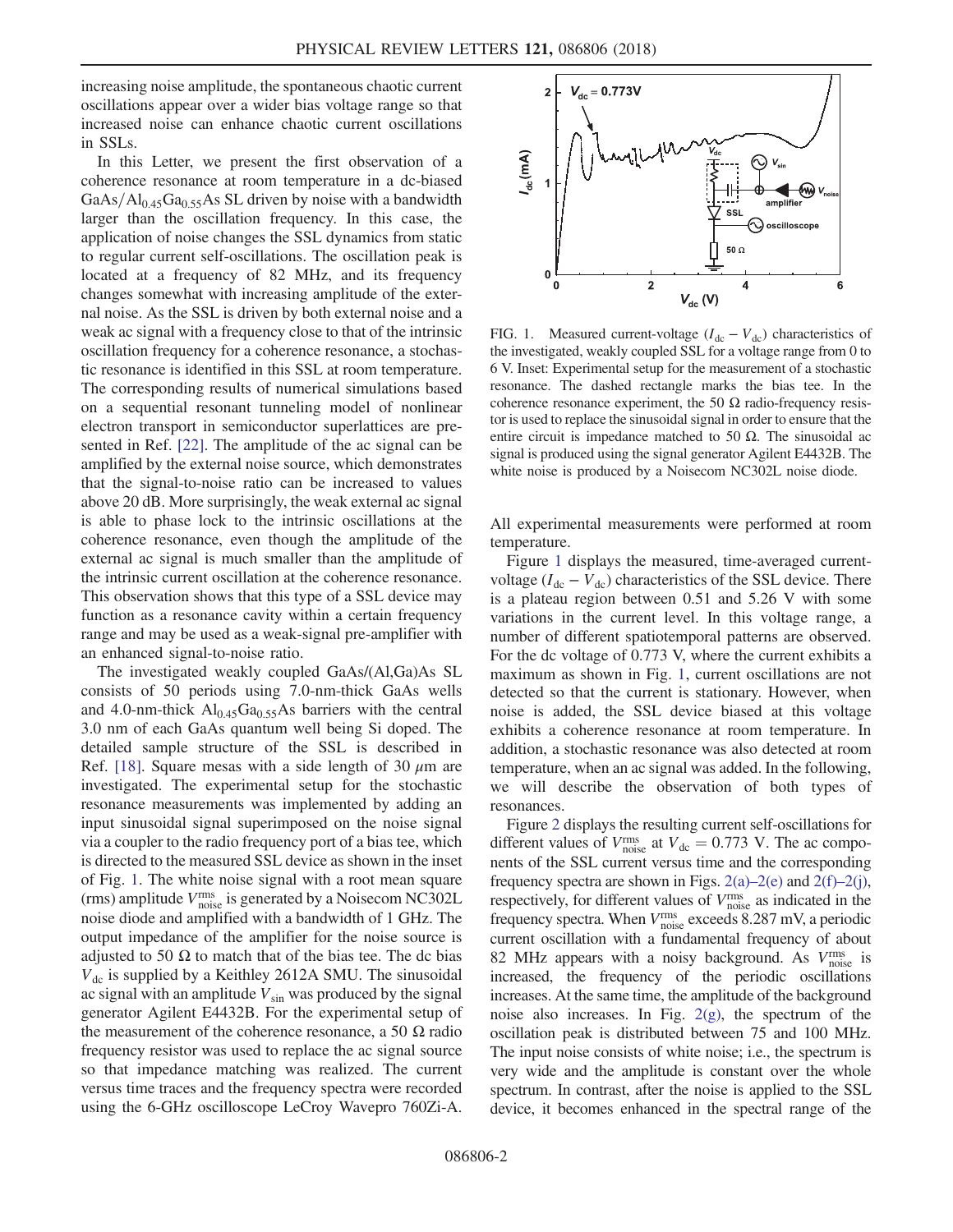increasing noise amplitude, the spontaneous chaotic current oscillations appear over a wider bias voltage range so that increased noise can enhance chaotic current oscillations in SSLs.

In this Letter, we present the first observation of a coherence resonance at room temperature in a dc-biased $GaAs/Al_{0.45}Ga_{0.55}As$ SL driven by noise with a bandwidth larger than the oscillation frequency. In this case, the application of noise changes the SSL dynamics from static to regular current self-oscillations. The oscillation peak is located at a frequency of 82 MHz, and its frequency changes somewhat with increasing amplitude of the external noise. As the SSL is driven by both external noise and a weak ac signal with a frequency close to that of the intrinsic oscillation frequency for a coherence resonance, a stochastic resonance is identified in this SSL at room temperature. The corresponding results of numerical simulations based on a sequential resonant tunneling model of nonlinear electron transport in semiconductor superlattices are presented in Ref. [22]. The amplitude of the ac signal can be amplified by the external noise source, which demonstrates that the signal-to-noise ratio can be increased to values above 20 dB. More surprisingly, the weak external ac signal is able to phase lock to the intrinsic oscillations at the coherence resonance, even though the amplitude of the external ac signal is much smaller than the amplitude of the intrinsic current oscillation at the coherence resonance. This observation shows that this type of a SSL device may function as a resonance cavity within a certain frequency range and may be used as a weak-signal pre-amplifier with an enhanced signal-to-noise ratio.

The investigated weakly coupled GaAs/(Al,Ga)As SL consists of 50 periods using 7.0-nm-thick GaAs wells and 4.0-nm-thick $Al_{0.45}Ga_{0.55}As$ barriers with the central 3.0 nm of each GaAs quantum well being Si doped. The detailed sample structure of the SSL is described in Ref. [18]. Square mesas with a side length of 30 $\mu$m are investigated. The experimental setup for the stochastic resonance measurements was implemented by adding an input sinusoidal signal superimposed on the noise signal via a coupler to the radio frequency port of a bias tee, which is directed to the measured SSL device as shown in the inset of Fig. 1. The white noise signal with a root mean square (rms) amplitude $V_{\rm noise}^{\rm rms}$ is generated by a Noisecom NC302L noise diode and amplified with a bandwidth of 1 GHz. The output impedance of the amplifier for the noise source is adjusted to 50 Ω to match that of the bias tee. The dc bias $V_{\rm dc}$ is supplied by a Keithley 2612A SMU. The sinusoidal ac signal with an amplitude $V_{\rm sin}$ was produced by the signal generator Agilent E4432B. For the experimental setup of the measurement of the coherence resonance, a 50 Ω radio frequency resistor was used to replace the ac signal source so that impedance matching was realized. The current versus time traces and the frequency spectra were recorded using the 6-GHz oscilloscope LeCroy Wavepro 760Zi-A.

FIG. 1. Measured current-voltage ($I_{\rm dc} - V_{\rm dc}$) characteristics of the investigated, weakly coupled SSL for a voltage range from 0 to 6 V. Inset: Experimental setup for the measurement of a stochastic resonance. The dashed rectangle marks the bias tee. In the coherence resonance experiment, the 50 Ω radio-frequency resistor is used to replace the sinusoidal signal in order to ensure that the entire circuit is impedance matched to 50 Ω. The sinusoidal ac signal is produced using the signal generator Agilent E4432B. The white noise is produced by a Noisecom NC302L noise diode.

All experimental measurements were performed at room temperature.

Figure 1 displays the measured, time-averaged current-voltage ($I_{\rm dc} - V_{\rm dc}$) characteristics of the SSL device. There is a plateau region between 0.51 and 5.26 V with some variations in the current level. In this voltage range, a number of different spatiotemporal patterns are observed. For the dc voltage of 0.773 V, where the current exhibits a maximum as shown in Fig. 1, current oscillations are not detected so that the current is stationary. However, when noise is added, the SSL device biased at this voltage exhibits a coherence resonance at room temperature. In addition, a stochastic resonance was also detected at room temperature, when an ac signal was added. In the following, we will describe the observation of both types of resonances.

Figure 2 displays the resulting current self-oscillations for different values of $V_{\rm noise}^{\rm rms}$ at $V_{\rm dc} = 0.773$ V. The ac components of the SSL current versus time and the corresponding frequency spectra are shown in Figs. 2(a)–2(e) and 2(f)–2(j), respectively, for different values of $V_{\rm noise}^{\rm rms}$ as indicated in the frequency spectra. When $V_{\rm noise}^{\rm rms}$ exceeds 8.287 mV, a periodic current oscillation with a fundamental frequency of about 82 MHz appears with a noisy background. As $V_{\rm noise}^{\rm rms}$ is increased, the frequency of the periodic oscillations increases. At the same time, the amplitude of the background noise also increases. In Fig. 2(g), the spectrum of the oscillation peak is distributed between 75 and 100 MHz. The input noise consists of white noise; i.e., the spectrum is very wide and the amplitude is constant over the whole spectrum. In contrast, after the noise is applied to the SSL device, it becomes enhanced in the spectral range of the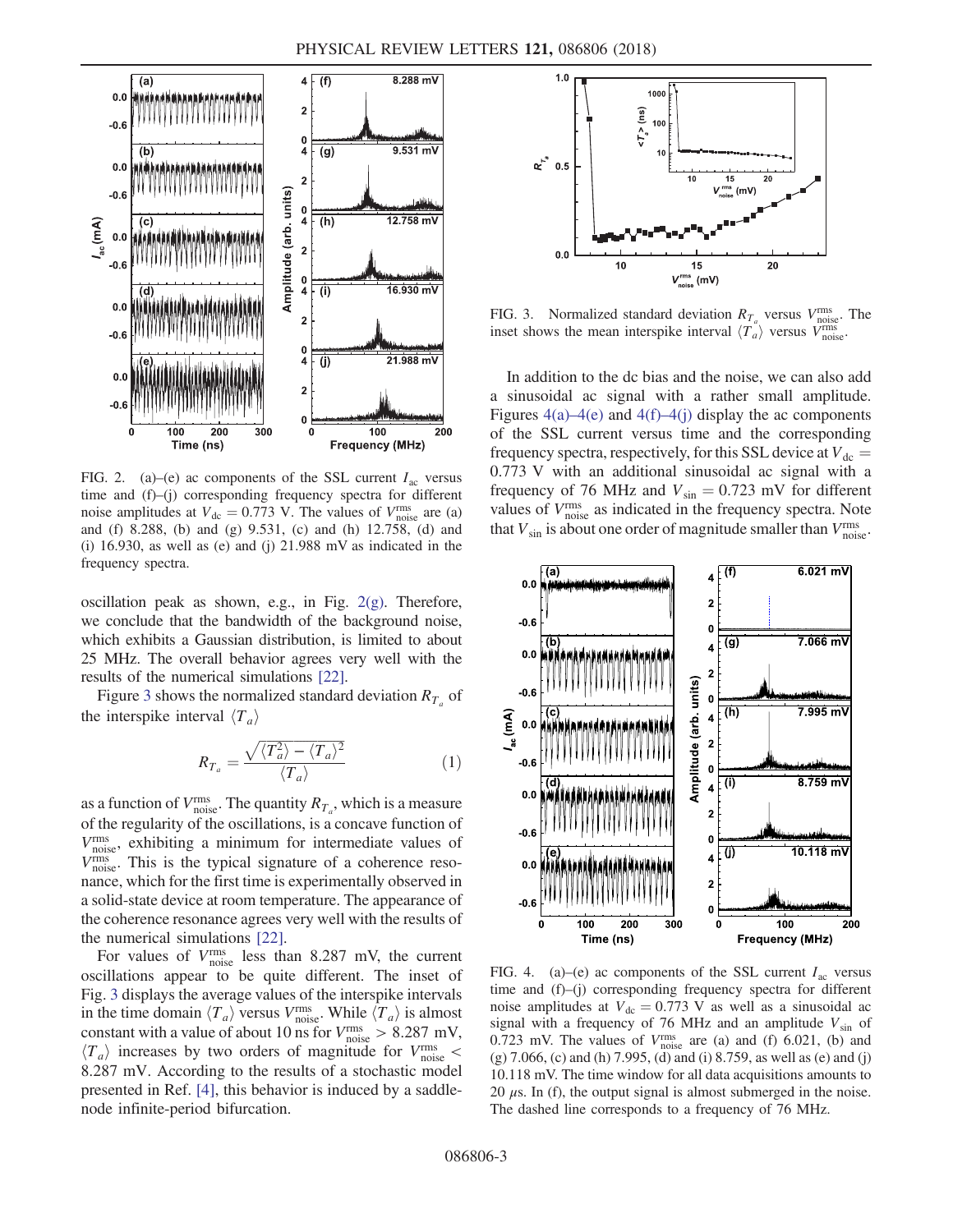FIG. 2. (a)–(e) ac components of the SSL current $I_{ac}$ versus time and (f)–(j) corresponding frequency spectra for different noise amplitudes at $V_{dc} = 0.773$ V. The values of $V_{noise}^{rms}$ are (a) and (f) 8.288, (b) and (g) 9.531, (c) and (h) 12.758, (d) and (i) 16.930, as well as (e) and (j) 21.988 mV as indicated in the frequency spectra.

oscillation peak as shown, e.g., in Fig. 2(g). Therefore, we conclude that the bandwidth of the background noise, which exhibits a Gaussian distribution, is limited to about 25 MHz. The overall behavior agrees very well with the results of the numerical simulations [22].

Figure 3 shows the normalized standard deviation $R_{T_a}$ of the interspike interval $\langle T_a \rangle$

$$R_{T_a} = \frac{\sqrt{\langle T_a^2 \rangle - \langle T_a \rangle^2}}{\langle T_a \rangle} \qquad (1)$$

as a function of $V_{noise}^{rms}$. The quantity $R_{T_a}$, which is a measure of the regularity of the oscillations, is a concave function of $V_{noise}^{rms}$, exhibiting a minimum for intermediate values of $V_{noise}^{rms}$. This is the typical signature of a coherence resonance, which for the first time is experimentally observed in a solid-state device at room temperature. The appearance of the coherence resonance agrees very well with the results of the numerical simulations [22].

For values of $V_{noise}^{rms}$ less than 8.287 mV, the current oscillations appear to be quite different. The inset of Fig. 3 displays the average values of the interspike intervals in the time domain $\langle T_a \rangle$ versus $V_{noise}^{rms}$. While $\langle T_a \rangle$ is almost constant with a value of about 10 ns for $V_{noise}^{rms} > 8.287$ mV, $\langle T_a \rangle$ increases by two orders of magnitude for $V_{noise}^{rms} < 8.287$ mV. According to the results of a stochastic model presented in Ref. [4], this behavior is induced by a saddle-node infinite-period bifurcation.

FIG. 3. Normalized standard deviation $R_{T_a}$ versus $V_{noise}^{rms}$. The inset shows the mean interspike interval $\langle T_a \rangle$ versus $V_{noise}^{rms}$.

In addition to the dc bias and the noise, we can also add a sinusoidal ac signal with a rather small amplitude. Figures 4(a)–4(e) and 4(f)–4(j) display the ac components of the SSL current versus time and the corresponding frequency spectra, respectively, for this SSL device at $V_{dc} = 0.773$ V with an additional sinusoidal ac signal with a frequency of 76 MHz and $V_{sin} = 0.723$ mV for different values of $V_{noise}^{rms}$ as indicated in the frequency spectra. Note that $V_{sin}$ is about one order of magnitude smaller than $V_{noise}^{rms}$.

FIG. 4. (a)–(e) ac components of the SSL current $I_{ac}$ versus time and (f)–(j) corresponding frequency spectra for different noise amplitudes at $V_{dc} = 0.773$ V as well as a sinusoidal ac signal with a frequency of 76 MHz and an amplitude $V_{sin}$ of 0.723 mV. The values of $V_{noise}^{rms}$ are (a) and (f) 6.021, (b) and (g) 7.066, (c) and (h) 7.995, (d) and (i) 8.759, as well as (e) and (j) 10.118 mV. The time window for all data acquisitions amounts to 20 $\mu$s. In (f), the output signal is almost submerged in the noise. The dashed line corresponds to a frequency of 76 MHz.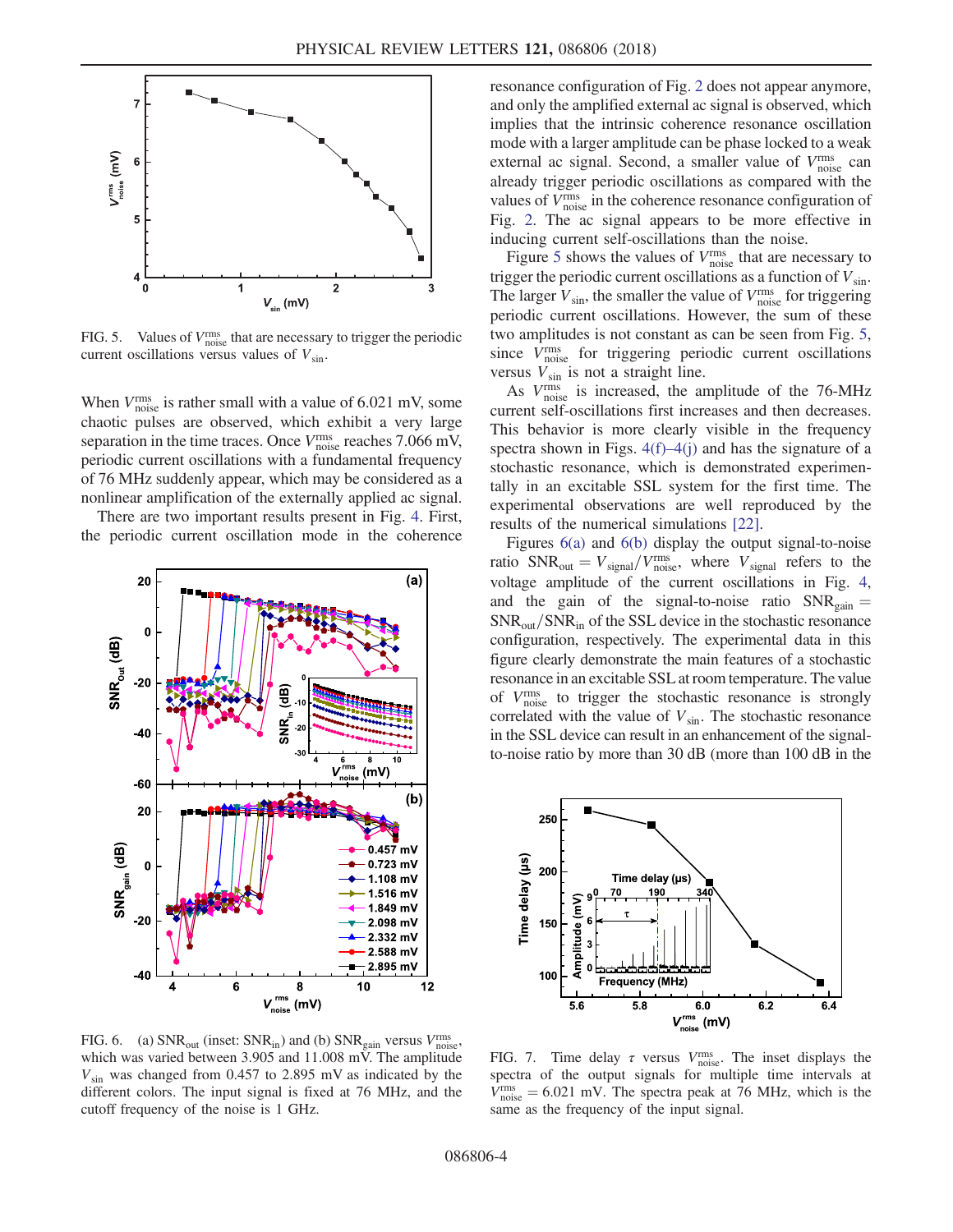FIG. 5. Values of $V_{\rm noise}^{\rm rms}$ that are necessary to trigger the periodic current oscillations versus values of $V_{\rm sin}$.

When $V_{\rm noise}^{\rm rms}$ is rather small with a value of 6.021 mV, some chaotic pulses are observed, which exhibit a very large separation in the time traces. Once $V_{\rm noise}^{\rm rms}$ reaches 7.066 mV, periodic current oscillations with a fundamental frequency of 76 MHz suddenly appear, which may be considered as a nonlinear amplification of the externally applied ac signal.

There are two important results present in Fig. 4. First, the periodic current oscillation mode in the coherence resonance configuration of Fig. 2 does not appear anymore, and only the amplified external ac signal is observed, which implies that the intrinsic coherence resonance oscillation mode with a larger amplitude can be phase locked to a weak external ac signal. Second, a smaller value of $V_{\rm noise}^{\rm rms}$ can already trigger periodic oscillations as compared with the values of $V_{\rm noise}^{\rm rms}$ in the coherence resonance configuration of Fig. 2. The ac signal appears to be more effective in inducing current self-oscillations than the noise.

Figure 5 shows the values of $V_{\rm noise}^{\rm rms}$ that are necessary to trigger the periodic current oscillations as a function of $V_{\rm sin}$. The larger $V_{\rm sin}$, the smaller the value of $V_{\rm noise}^{\rm rms}$ for triggering periodic current oscillations. However, the sum of these two amplitudes is not constant as can be seen from Fig. 5, since $V_{\rm noise}^{\rm rms}$ for triggering periodic current oscillations versus $V_{\rm sin}$ is not a straight line.

As $V_{\rm noise}^{\rm rms}$ is increased, the amplitude of the 76-MHz current self-oscillations first increases and then decreases. This behavior is more clearly visible in the frequency spectra shown in Figs. 4(f)–4(j) and has the signature of a stochastic resonance, which is demonstrated experimentally in an excitable SSL system for the first time. The experimental observations are well reproduced by the results of the numerical simulations [22].

Figures 6(a) and 6(b) display the output signal-to-noise ratio $\mathrm{SNR}_{\rm out} = V_{\rm signal}/V_{\rm noise}^{\rm rms}$, where $V_{\rm signal}$ refers to the voltage amplitude of the current oscillations in Fig. 4, and the gain of the signal-to-noise ratio $\mathrm{SNR}_{\rm gain} = \mathrm{SNR}_{\rm out}/\mathrm{SNR}_{\rm in}$ of the SSL device in the stochastic resonance configuration, respectively. The experimental data in this figure clearly demonstrate the main features of a stochastic resonance in an excitable SSL at room temperature. The value of $V_{\rm noise}^{\rm rms}$ to trigger the stochastic resonance is strongly correlated with the value of $V_{\rm sin}$. The stochastic resonance in the SSL device can result in an enhancement of the signal-to-noise ratio by more than 30 dB (more than 100 dB in the

FIG. 6. (a) $\mathrm{SNR}_{\rm out}$ (inset: $\mathrm{SNR}_{\rm in}$) and (b) $\mathrm{SNR}_{\rm gain}$ versus $V_{\rm noise}^{\rm rms}$, which was varied between 3.905 and 11.008 mV. The amplitude $V_{\rm sin}$ was changed from 0.457 to 2.895 mV as indicated by the different colors. The input signal is fixed at 76 MHz, and the cutoff frequency of the noise is 1 GHz.

FIG. 7. Time delay $\tau$ versus $V_{\rm noise}^{\rm rms}$. The inset displays the spectra of the output signals for multiple time intervals at $V_{\rm noise}^{\rm rms} = 6.021$ mV. The spectra peak at 76 MHz, which is the same as the frequency of the input signal.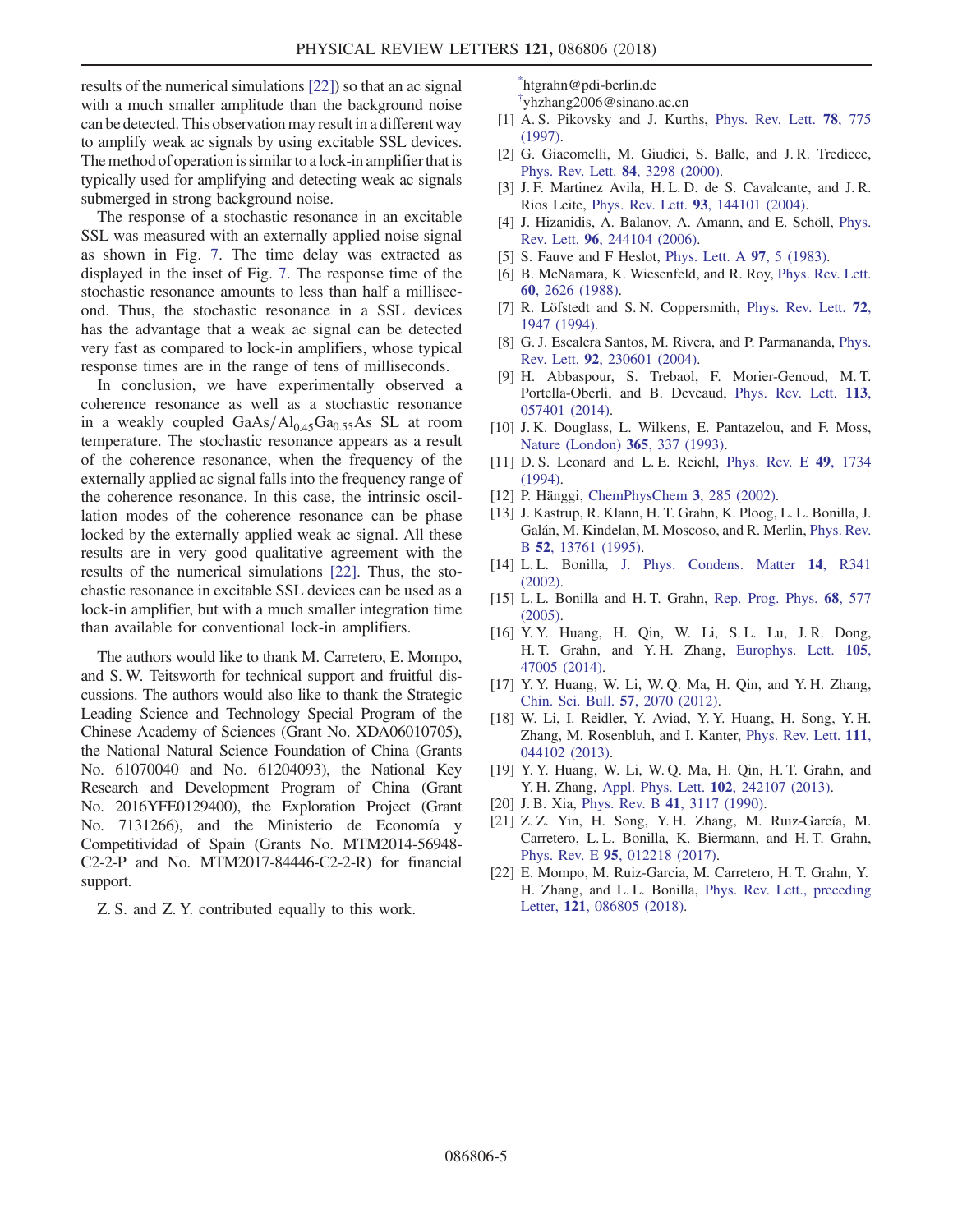results of the numerical simulations [22]) so that an ac signal with a much smaller amplitude than the background noise can be detected. This observation may result in a different way to amplify weak ac signals by using excitable SSL devices. The method of operation is similar to a lock-in amplifier that is typically used for amplifying and detecting weak ac signals submerged in strong background noise.

The response of a stochastic resonance in an excitable SSL was measured with an externally applied noise signal as shown in Fig. 7. The time delay was extracted as displayed in the inset of Fig. 7. The response time of the stochastic resonance amounts to less than half a millisecond. Thus, the stochastic resonance in a SSL devices has the advantage that a weak ac signal can be detected very fast as compared to lock-in amplifiers, whose typical response times are in the range of tens of milliseconds.

In conclusion, we have experimentally observed a coherence resonance as well as a stochastic resonance in a weakly coupled $GaAs/Al_{0.45}Ga_{0.55}As$ SL at room temperature. The stochastic resonance appears as a result of the coherence resonance, when the frequency of the externally applied ac signal falls into the frequency range of the coherence resonance. In this case, the intrinsic oscillation modes of the coherence resonance can be phase locked by the externally applied weak ac signal. All these results are in very good qualitative agreement with the results of the numerical simulations [22]. Thus, the stochastic resonance in excitable SSL devices can be used as a lock-in amplifier, but with a much smaller integration time than available for conventional lock-in amplifiers.

The authors would like to thank M. Carretero, E. Mompo, and S. W. Teitsworth for technical support and fruitful discussions. The authors would also like to thank the Strategic Leading Science and Technology Special Program of the Chinese Academy of Sciences (Grant No. XDA06010705), the National Natural Science Foundation of China (Grants No. 61070040 and No. 61204093), the National Key Research and Development Program of China (Grant No. 2016YFE0129400), the Exploration Project (Grant No. 7131266), and the Ministerio de Economía y Competitividad of Spain (Grants No. MTM2014-56948-C2-2-P and No. MTM2017-84446-C2-2-R) for financial support.

Z. S. and Z. Y. contributed equally to this work.

[*] htgrahn@pdi-berlin.de

[†] yhzhang2006@sinano.ac.cn

[1] A. S. Pikovsky and J. Kurths, Phys. Rev. Lett. **78**, 775 (1997).

[2] G. Giacomelli, M. Giudici, S. Balle, and J. R. Tredicce, Phys. Rev. Lett. **84**, 3298 (2000).

[3] J. F. Martinez Avila, H. L. D. de S. Cavalcante, and J. R. Rios Leite, Phys. Rev. Lett. **93**, 144101 (2004).

[4] J. Hizanidis, A. Balanov, A. Amann, and E. Schöll, Phys. Rev. Lett. **96**, 244104 (2006).

[5] S. Fauve and F Heslot, Phys. Lett. A **97**, 5 (1983).

[6] B. McNamara, K. Wiesenfeld, and R. Roy, Phys. Rev. Lett. **60**, 2626 (1988).

[7] R. Löfstedt and S. N. Coppersmith, Phys. Rev. Lett. **72**, 1947 (1994).

[8] G. J. Escalera Santos, M. Rivera, and P. Parmananda, Phys. Rev. Lett. **92**, 230601 (2004).

[9] H. Abbaspour, S. Trebaol, F. Morier-Genoud, M. T. Portella-Oberli, and B. Deveaud, Phys. Rev. Lett. **113**, 057401 (2014).

[10] J. K. Douglass, L. Wilkens, E. Pantazelou, and F. Moss, Nature (London) **365**, 337 (1993).

[11] D. S. Leonard and L. E. Reichl, Phys. Rev. E **49**, 1734 (1994).

[12] P. Hänggi, ChemPhysChem **3**, 285 (2002).

[13] J. Kastrup, R. Klann, H. T. Grahn, K. Ploog, L. L. Bonilla, J. Galán, M. Kindelan, M. Moscoso, and R. Merlin, Phys. Rev. B **52**, 13761 (1995).

[14] L. L. Bonilla, J. Phys. Condens. Matter **14**, R341 (2002).

[15] L. L. Bonilla and H. T. Grahn, Rep. Prog. Phys. **68**, 577 (2005).

[16] Y. Y. Huang, H. Qin, W. Li, S. L. Lu, J. R. Dong, H. T. Grahn, and Y. H. Zhang, Europhys. Lett. **105**, 47005 (2014).

[17] Y. Y. Huang, W. Li, W. Q. Ma, H. Qin, and Y. H. Zhang, Chin. Sci. Bull. **57**, 2070 (2012).

[18] W. Li, I. Reidler, Y. Aviad, Y. Y. Huang, H. Song, Y. H. Zhang, M. Rosenbluh, and I. Kanter, Phys. Rev. Lett. **111**, 044102 (2013).

[19] Y. Y. Huang, W. Li, W. Q. Ma, H. Qin, H. T. Grahn, and Y. H. Zhang, Appl. Phys. Lett. **102**, 242107 (2013).

[20] J. B. Xia, Phys. Rev. B **41**, 3117 (1990).

[21] Z. Z. Yin, H. Song, Y. H. Zhang, M. Ruiz-García, M. Carretero, L. L. Bonilla, K. Biermann, and H. T. Grahn, Phys. Rev. E **95**, 012218 (2017).

[22] E. Mompo, M. Ruiz-Garcia, M. Carretero, H. T. Grahn, Y. H. Zhang, and L. L. Bonilla, Phys. Rev. Lett., preceding Letter, **121**, 086805 (2018).